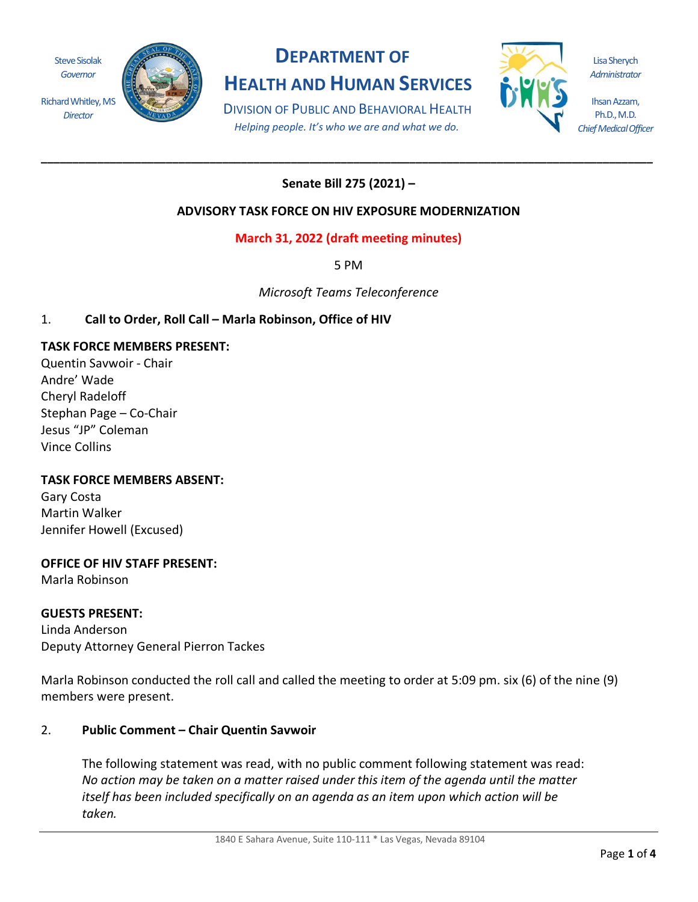Steve Sisolak
*Governor*

Richard Whitley, MS
*Director*

# DEPARTMENT OF HEALTH AND HUMAN SERVICES

DIVISION OF PUBLIC AND BEHAVIORAL HEALTH

*Helping people. It's who we are and what we do.*

Lisa Sherych
*Administrator*

Ihsan Azzam, Ph.D., M.D.
*Chief Medical Officer*

---

**Senate Bill 275 (2021) –**

**ADVISORY TASK FORCE ON HIV EXPOSURE MODERNIZATION**

**March 31, 2022 (draft meeting minutes)**

5 PM

*Microsoft Teams Teleconference*

1. **Call to Order, Roll Call – Marla Robinson, Office of HIV**

**TASK FORCE MEMBERS PRESENT:**
Quentin Savwoir - Chair
Andre' Wade
Cheryl Radeloff
Stephan Page – Co-Chair
Jesus "JP" Coleman
Vince Collins

**TASK FORCE MEMBERS ABSENT:**
Gary Costa
Martin Walker
Jennifer Howell (Excused)

**OFFICE OF HIV STAFF PRESENT:**
Marla Robinson

**GUESTS PRESENT:**
Linda Anderson
Deputy Attorney General Pierron Tackes

Marla Robinson conducted the roll call and called the meeting to order at 5:09 pm. six (6) of the nine (9) members were present.

2. **Public Comment – Chair Quentin Savwoir**

   The following statement was read, with no public comment following statement was read: *No action may be taken on a matter raised under this item of the agenda until the matter itself has been included specifically on an agenda as an item upon which action will be taken.*

1840 E Sahara Avenue, Suite 110-111 * Las Vegas, Nevada 89104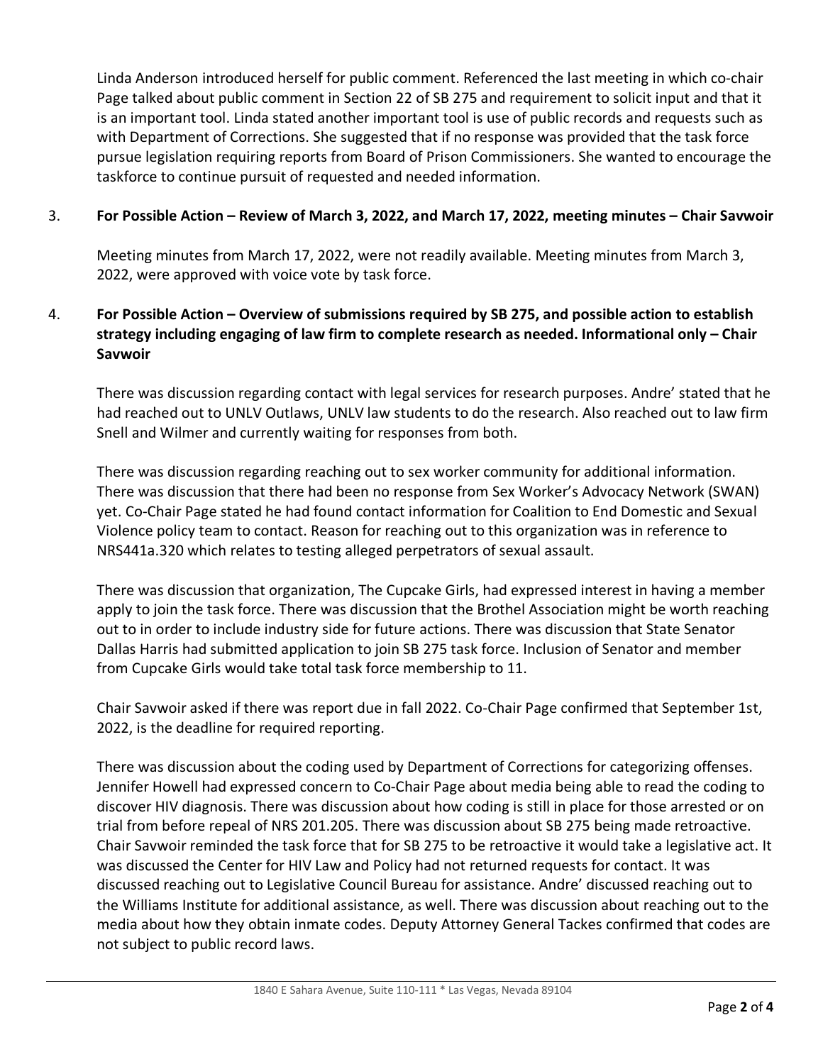Linda Anderson introduced herself for public comment. Referenced the last meeting in which co-chair Page talked about public comment in Section 22 of SB 275 and requirement to solicit input and that it is an important tool. Linda stated another important tool is use of public records and requests such as with Department of Corrections. She suggested that if no response was provided that the task force pursue legislation requiring reports from Board of Prison Commissioners. She wanted to encourage the taskforce to continue pursuit of requested and needed information.

3. **For Possible Action – Review of March 3, 2022, and March 17, 2022, meeting minutes – Chair Savwoir**

   Meeting minutes from March 17, 2022, were not readily available. Meeting minutes from March 3, 2022, were approved with voice vote by task force.

4. **For Possible Action – Overview of submissions required by SB 275, and possible action to establish strategy including engaging of law firm to complete research as needed. Informational only – Chair Savwoir**

   There was discussion regarding contact with legal services for research purposes. Andre' stated that he had reached out to UNLV Outlaws, UNLV law students to do the research. Also reached out to law firm Snell and Wilmer and currently waiting for responses from both.

   There was discussion regarding reaching out to sex worker community for additional information. There was discussion that there had been no response from Sex Worker's Advocacy Network (SWAN) yet. Co-Chair Page stated he had found contact information for Coalition to End Domestic and Sexual Violence policy team to contact. Reason for reaching out to this organization was in reference to NRS441a.320 which relates to testing alleged perpetrators of sexual assault.

   There was discussion that organization, The Cupcake Girls, had expressed interest in having a member apply to join the task force. There was discussion that the Brothel Association might be worth reaching out to in order to include industry side for future actions. There was discussion that State Senator Dallas Harris had submitted application to join SB 275 task force. Inclusion of Senator and member from Cupcake Girls would take total task force membership to 11.

   Chair Savwoir asked if there was report due in fall 2022. Co-Chair Page confirmed that September 1st, 2022, is the deadline for required reporting.

   There was discussion about the coding used by Department of Corrections for categorizing offenses. Jennifer Howell had expressed concern to Co-Chair Page about media being able to read the coding to discover HIV diagnosis. There was discussion about how coding is still in place for those arrested or on trial from before repeal of NRS 201.205. There was discussion about SB 275 being made retroactive. Chair Savwoir reminded the task force that for SB 275 to be retroactive it would take a legislative act. It was discussed the Center for HIV Law and Policy had not returned requests for contact. It was discussed reaching out to Legislative Council Bureau for assistance. Andre' discussed reaching out to the Williams Institute for additional assistance, as well. There was discussion about reaching out to the media about how they obtain inmate codes. Deputy Attorney General Tackes confirmed that codes are not subject to public record laws.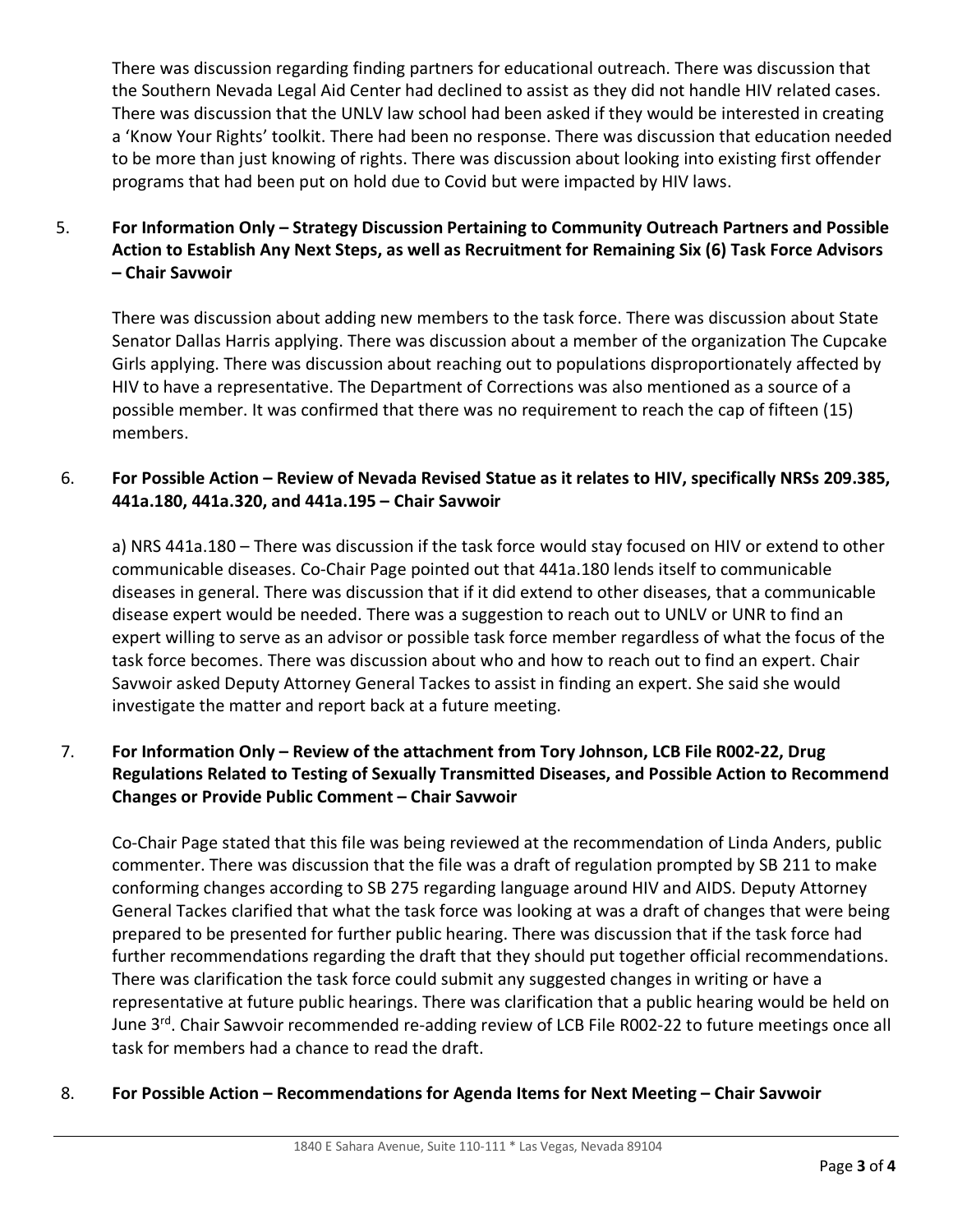There was discussion regarding finding partners for educational outreach. There was discussion that the Southern Nevada Legal Aid Center had declined to assist as they did not handle HIV related cases. There was discussion that the UNLV law school had been asked if they would be interested in creating a 'Know Your Rights' toolkit. There had been no response. There was discussion that education needed to be more than just knowing of rights. There was discussion about looking into existing first offender programs that had been put on hold due to Covid but were impacted by HIV laws.

5. **For Information Only – Strategy Discussion Pertaining to Community Outreach Partners and Possible Action to Establish Any Next Steps, as well as Recruitment for Remaining Six (6) Task Force Advisors – Chair Savwoir**

   There was discussion about adding new members to the task force. There was discussion about State Senator Dallas Harris applying. There was discussion about a member of the organization The Cupcake Girls applying. There was discussion about reaching out to populations disproportionately affected by HIV to have a representative. The Department of Corrections was also mentioned as a source of a possible member. It was confirmed that there was no requirement to reach the cap of fifteen (15) members.

6. **For Possible Action – Review of Nevada Revised Statue as it relates to HIV, specifically NRSs 209.385, 441a.180, 441a.320, and 441a.195 – Chair Savwoir**

   a) NRS 441a.180 – There was discussion if the task force would stay focused on HIV or extend to other communicable diseases. Co-Chair Page pointed out that 441a.180 lends itself to communicable diseases in general. There was discussion that if it did extend to other diseases, that a communicable disease expert would be needed. There was a suggestion to reach out to UNLV or UNR to find an expert willing to serve as an advisor or possible task force member regardless of what the focus of the task force becomes. There was discussion about who and how to reach out to find an expert. Chair Savwoir asked Deputy Attorney General Tackes to assist in finding an expert. She said she would investigate the matter and report back at a future meeting.

7. **For Information Only – Review of the attachment from Tory Johnson, LCB File R002-22, Drug Regulations Related to Testing of Sexually Transmitted Diseases, and Possible Action to Recommend Changes or Provide Public Comment – Chair Savwoir**

   Co-Chair Page stated that this file was being reviewed at the recommendation of Linda Anders, public commenter. There was discussion that the file was a draft of regulation prompted by SB 211 to make conforming changes according to SB 275 regarding language around HIV and AIDS. Deputy Attorney General Tackes clarified that what the task force was looking at was a draft of changes that were being prepared to be presented for further public hearing. There was discussion that if the task force had further recommendations regarding the draft that they should put together official recommendations. There was clarification the task force could submit any suggested changes in writing or have a representative at future public hearings. There was clarification that a public hearing would be held on June 3rd. Chair Sawvoir recommended re-adding review of LCB File R002-22 to future meetings once all task for members had a chance to read the draft.

8. **For Possible Action – Recommendations for Agenda Items for Next Meeting – Chair Savwoir**

1840 E Sahara Avenue, Suite 110-111 * Las Vegas, Nevada 89104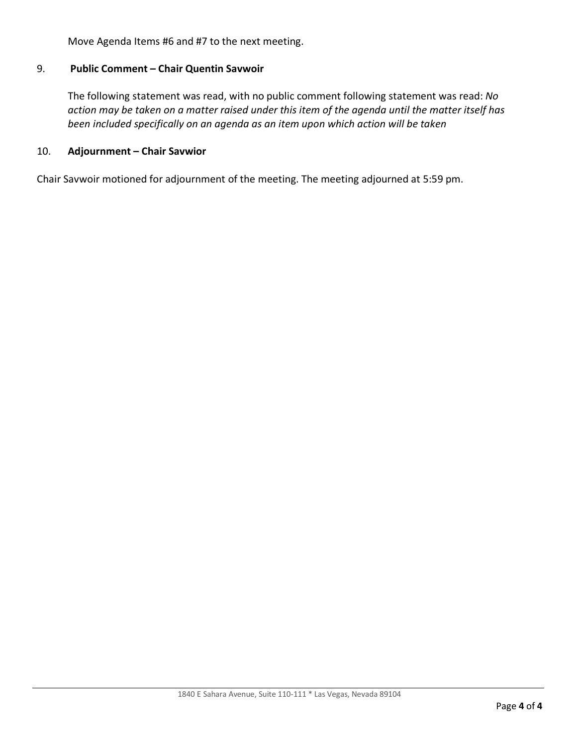Move Agenda Items #6 and #7 to the next meeting.

9. **Public Comment – Chair Quentin Savwoir**

The following statement was read, with no public comment following statement was read: *No action may be taken on a matter raised under this item of the agenda until the matter itself has been included specifically on an agenda as an item upon which action will be taken*

10. **Adjournment – Chair Savwior**

Chair Savwoir motioned for adjournment of the meeting. The meeting adjourned at 5:59 pm.

1840 E Sahara Avenue, Suite 110-111 * Las Vegas, Nevada 89104